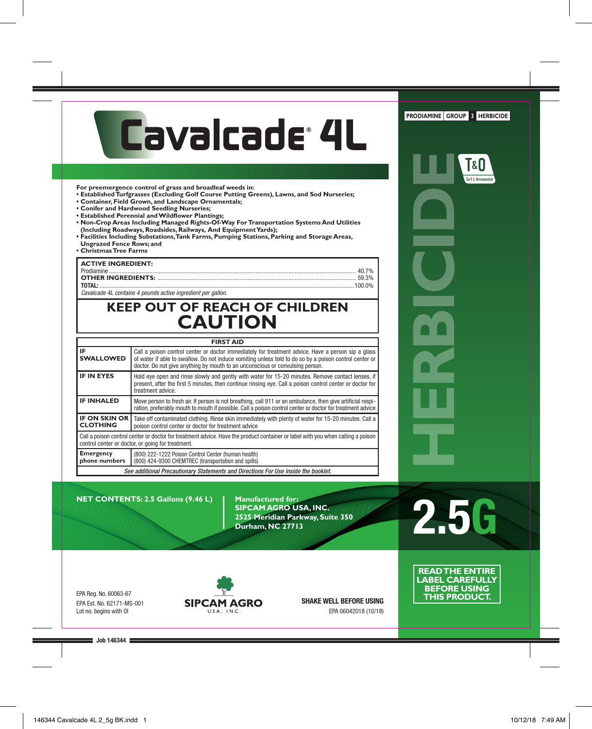# Cavalcade® 4L

PRODIAMINE | GROUP 3 | HERBICIDE

HERBICIDE

T&O Turf & Ornamental

**For preemergence control of grass and broadleaf weeds in:**

- **Established Turfgrasses (Excluding Golf Course Putting Greens), Lawns, and Sod Nurseries;**
- **Container, Field Grown, and Landscape Ornamentals;**
- **Conifer and Hardwood Seedling Nurseries;**
- **Established Perennial and Wildflower Plantings;**
- **Non-Crop Areas Including Managed Rights-Of-Way For Transportation Systems And Utilities (Including Roadways, Roadsides, Railways, And Equipment Yards);**
- **Facilities Including Substations, Tank Farms, Pumping Stations, Parking and Storage Areas, Ungrazed Fence Rows; and**
- **Christmas Tree Farms**

| **ACTIVE INGREDIENT:** | |
|---|---|
| Prodiamine | 40.7% |
| **OTHER INGREDIENTS:** | 59.3% |
| **TOTAL:** | 100.0% |

*Cavalcade 4L contains 4 pounds active ingredient per gallon.*

## KEEP OUT OF REACH OF CHILDREN
## CAUTION

| FIRST AID | |
|---|---|
| **IF SWALLOWED** | Call a poison control center or doctor immediately for treatment advice. Have a person sip a glass of water if able to swallow. Do not induce vomiting unless told to do so by a poison control center or doctor. Do not give anything by mouth to an unconscious or convulsing person. |
| **IF IN EYES** | Hold eye open and rinse slowly and gently with water for 15-20 minutes. Remove contact lenses, if present, after the first 5 minutes, then continue rinsing eye. Call a poison control center or doctor for treatment advice. |
| **IF INHALED** | Move person to fresh air. If person is not breathing, call 911 or an ambulance, then give artificial respiration, preferably mouth to mouth if possible. Call a poison control center or doctor for treatment advice |
| **IF ON SKIN OR CLOTHING** | Take off contaminated clothing. Rinse skin immediately with plenty of water for 15-20 minutes. Call a poison control center or doctor for treatment advice |
| Call a poison control center or doctor for treatment advice. Have the product container or label with you when calling a poison control center or doctor, or going for treatment. | |
| **Emergency phone numbers** | (800) 222-1222 Poison Control Center (human health)<br>(800) 424-9300 CHEMTREC (transportation and spills) |

*See additional Precautionary Statements and Directions For Use inside the booklet.*

**NET CONTENTS: 2.5 Gallons (9.46 L)**

**Manufactured for:**
**SIPCAM AGRO USA, INC.**
**2525 Meridian Parkway, Suite 350**
**Durham, NC 27713**

**2.5G**

**READ THE ENTIRE LABEL CAREFULLY BEFORE USING THIS PRODUCT.**

EPA Reg. No. 60063-67
EPA Est. No. 62171-MS-001
Lot no. begins with OI

SIPCAM AGRO USA, INC.

**SHAKE WELL BEFORE USING**

EPA 06042018 (10/18)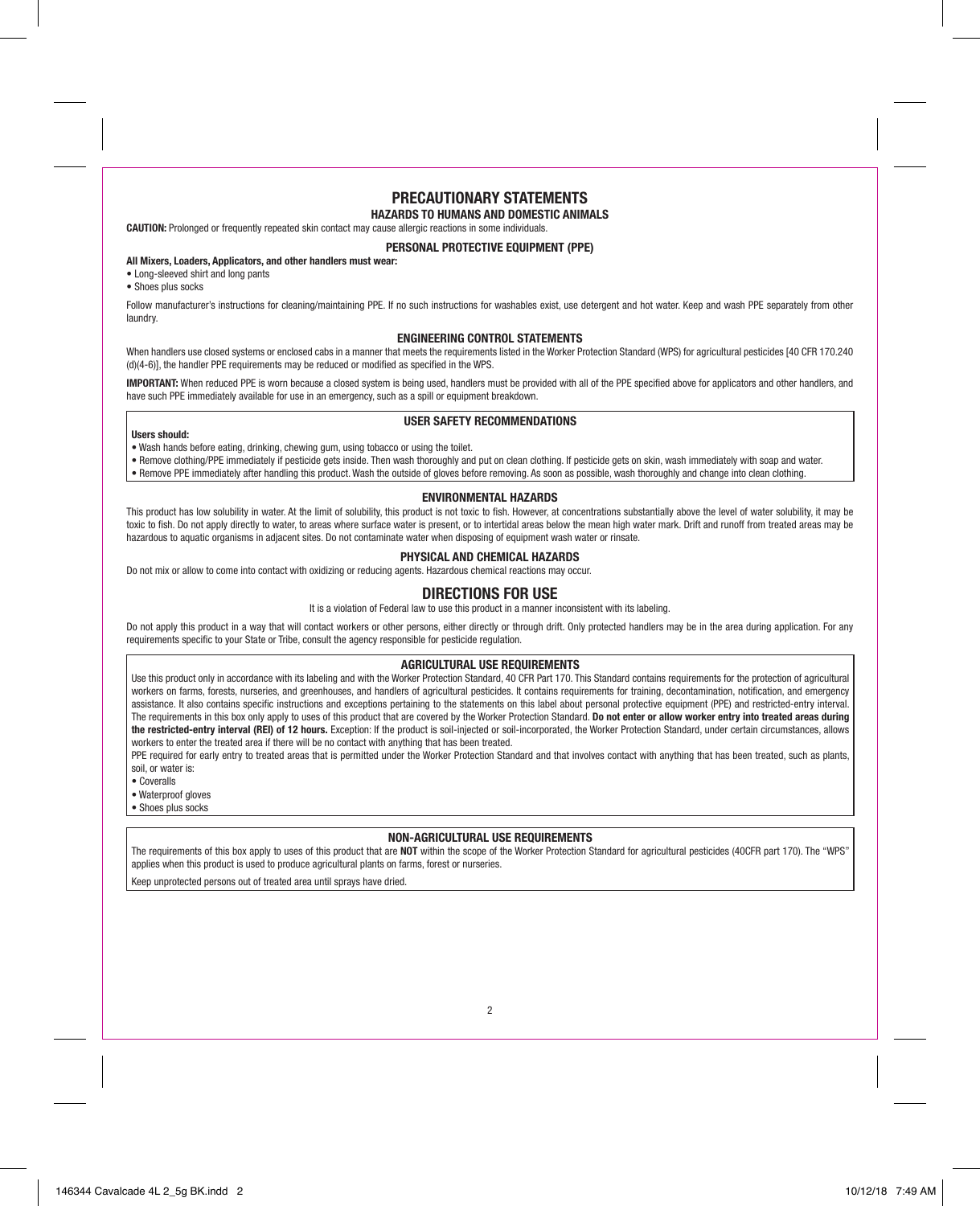# PRECAUTIONARY STATEMENTS

## HAZARDS TO HUMANS AND DOMESTIC ANIMALS

**CAUTION:** Prolonged or frequently repeated skin contact may cause allergic reactions in some individuals.

### PERSONAL PROTECTIVE EQUIPMENT (PPE)

**All Mixers, Loaders, Applicators, and other handlers must wear:**

- Long-sleeved shirt and long pants
- Shoes plus socks

Follow manufacturer's instructions for cleaning/maintaining PPE. If no such instructions for washables exist, use detergent and hot water. Keep and wash PPE separately from other laundry.

### ENGINEERING CONTROL STATEMENTS

When handlers use closed systems or enclosed cabs in a manner that meets the requirements listed in the Worker Protection Standard (WPS) for agricultural pesticides [40 CFR 170.240 (d)(4-6)], the handler PPE requirements may be reduced or modified as specified in the WPS.

**IMPORTANT:** When reduced PPE is worn because a closed system is being used, handlers must be provided with all of the PPE specified above for applicators and other handlers, and have such PPE immediately available for use in an emergency, such as a spill or equipment breakdown.

### USER SAFETY RECOMMENDATIONS

**Users should:**

- Wash hands before eating, drinking, chewing gum, using tobacco or using the toilet.
- Remove clothing/PPE immediately if pesticide gets inside. Then wash thoroughly and put on clean clothing. If pesticide gets on skin, wash immediately with soap and water.
- Remove PPE immediately after handling this product. Wash the outside of gloves before removing. As soon as possible, wash thoroughly and change into clean clothing.

## ENVIRONMENTAL HAZARDS

This product has low solubility in water. At the limit of solubility, this product is not toxic to fish. However, at concentrations substantially above the level of water solubility, it may be toxic to fish. Do not apply directly to water, to areas where surface water is present, or to intertidal areas below the mean high water mark. Drift and runoff from treated areas may be hazardous to aquatic organisms in adjacent sites. Do not contaminate water when disposing of equipment wash water or rinsate.

## PHYSICAL AND CHEMICAL HAZARDS

Do not mix or allow to come into contact with oxidizing or reducing agents. Hazardous chemical reactions may occur.

# DIRECTIONS FOR USE

It is a violation of Federal law to use this product in a manner inconsistent with its labeling.

Do not apply this product in a way that will contact workers or other persons, either directly or through drift. Only protected handlers may be in the area during application. For any requirements specific to your State or Tribe, consult the agency responsible for pesticide regulation.

## AGRICULTURAL USE REQUIREMENTS

Use this product only in accordance with its labeling and with the Worker Protection Standard, 40 CFR Part 170. This Standard contains requirements for the protection of agricultural workers on farms, forests, nurseries, and greenhouses, and handlers of agricultural pesticides. It contains requirements for training, decontamination, notification, and emergency assistance. It also contains specific instructions and exceptions pertaining to the statements on this label about personal protective equipment (PPE) and restricted-entry interval. The requirements in this box only apply to uses of this product that are covered by the Worker Protection Standard. **Do not enter or allow worker entry into treated areas during the restricted-entry interval (REI) of 12 hours.** Exception: If the product is soil-injected or soil-incorporated, the Worker Protection Standard, under certain circumstances, allows workers to enter the treated area if there will be no contact with anything that has been treated.

PPE required for early entry to treated areas that is permitted under the Worker Protection Standard and that involves contact with anything that has been treated, such as plants, soil, or water is:

- Coveralls
- Waterproof gloves
- Shoes plus socks

## NON-AGRICULTURAL USE REQUIREMENTS

The requirements of this box apply to uses of this product that are **NOT** within the scope of the Worker Protection Standard for agricultural pesticides (40CFR part 170). The "WPS" applies when this product is used to produce agricultural plants on farms, forest or nurseries.

Keep unprotected persons out of treated area until sprays have dried.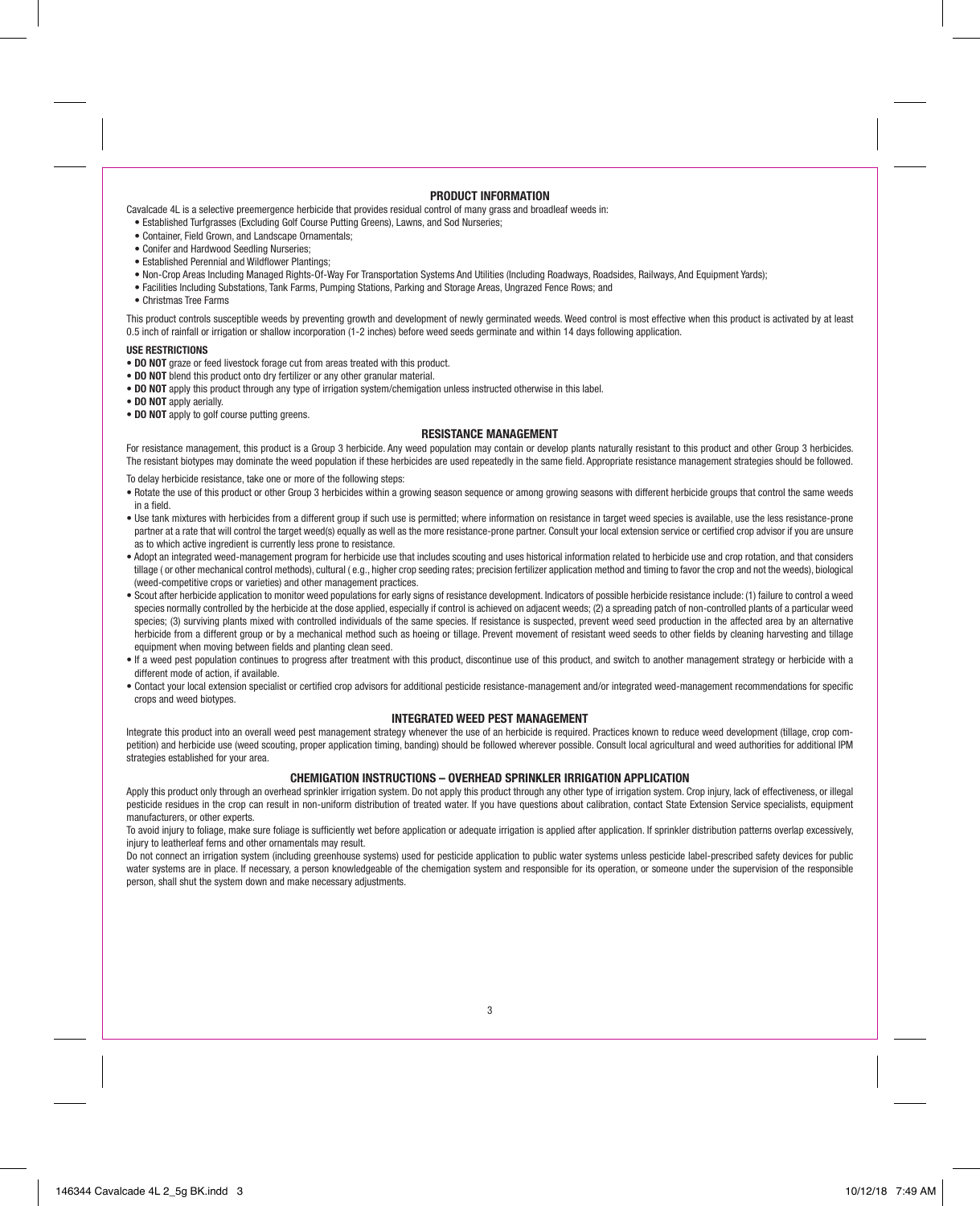## PRODUCT INFORMATION

Cavalcade 4L is a selective preemergence herbicide that provides residual control of many grass and broadleaf weeds in:

- Established Turfgrasses (Excluding Golf Course Putting Greens), Lawns, and Sod Nurseries;
- Container, Field Grown, and Landscape Ornamentals;
- Conifer and Hardwood Seedling Nurseries;
- Established Perennial and Wildflower Plantings;
- Non-Crop Areas Including Managed Rights-Of-Way For Transportation Systems And Utilities (Including Roadways, Roadsides, Railways, And Equipment Yards);
- Facilities Including Substations, Tank Farms, Pumping Stations, Parking and Storage Areas, Ungrazed Fence Rows; and
- Christmas Tree Farms

This product controls susceptible weeds by preventing growth and development of newly germinated weeds. Weed control is most effective when this product is activated by at least 0.5 inch of rainfall or irrigation or shallow incorporation (1-2 inches) before weed seeds germinate and within 14 days following application.

**USE RESTRICTIONS**

- **DO NOT** graze or feed livestock forage cut from areas treated with this product.
- **DO NOT** blend this product onto dry fertilizer or any other granular material.
- **DO NOT** apply this product through any type of irrigation system/chemigation unless instructed otherwise in this label.
- **DO NOT** apply aerially.
- **DO NOT** apply to golf course putting greens.

## RESISTANCE MANAGEMENT

For resistance management, this product is a Group 3 herbicide. Any weed population may contain or develop plants naturally resistant to this product and other Group 3 herbicides. The resistant biotypes may dominate the weed population if these herbicides are used repeatedly in the same field. Appropriate resistance management strategies should be followed.

To delay herbicide resistance, take one or more of the following steps:

- Rotate the use of this product or other Group 3 herbicides within a growing season sequence or among growing seasons with different herbicide groups that control the same weeds in a field.
- Use tank mixtures with herbicides from a different group if such use is permitted; where information on resistance in target weed species is available, use the less resistance-prone partner at a rate that will control the target weed(s) equally as well as the more resistance-prone partner. Consult your local extension service or certified crop advisor if you are unsure as to which active ingredient is currently less prone to resistance.
- Adopt an integrated weed-management program for herbicide use that includes scouting and uses historical information related to herbicide use and crop rotation, and that considers tillage ( or other mechanical control methods), cultural ( e.g., higher crop seeding rates; precision fertilizer application method and timing to favor the crop and not the weeds), biological (weed-competitive crops or varieties) and other management practices.
- Scout after herbicide application to monitor weed populations for early signs of resistance development. Indicators of possible herbicide resistance include: (1) failure to control a weed species normally controlled by the herbicide at the dose applied, especially if control is achieved on adjacent weeds; (2) a spreading patch of non-controlled plants of a particular weed species; (3) surviving plants mixed with controlled individuals of the same species. If resistance is suspected, prevent weed seed production in the affected area by an alternative herbicide from a different group or by a mechanical method such as hoeing or tillage. Prevent movement of resistant weed seeds to other fields by cleaning harvesting and tillage equipment when moving between fields and planting clean seed.
- If a weed pest population continues to progress after treatment with this product, discontinue use of this product, and switch to another management strategy or herbicide with a different mode of action, if available.
- Contact your local extension specialist or certified crop advisors for additional pesticide resistance-management and/or integrated weed-management recommendations for specific crops and weed biotypes.

## INTEGRATED WEED PEST MANAGEMENT

Integrate this product into an overall weed pest management strategy whenever the use of an herbicide is required. Practices known to reduce weed development (tillage, crop competition) and herbicide use (weed scouting, proper application timing, banding) should be followed wherever possible. Consult local agricultural and weed authorities for additional IPM strategies established for your area.

## CHEMIGATION INSTRUCTIONS – OVERHEAD SPRINKLER IRRIGATION APPLICATION

Apply this product only through an overhead sprinkler irrigation system. Do not apply this product through any other type of irrigation system. Crop injury, lack of effectiveness, or illegal pesticide residues in the crop can result in non-uniform distribution of treated water. If you have questions about calibration, contact State Extension Service specialists, equipment manufacturers, or other experts.

To avoid injury to foliage, make sure foliage is sufficiently wet before application or adequate irrigation is applied after application. If sprinkler distribution patterns overlap excessively, injury to leatherleaf ferns and other ornamentals may result.

Do not connect an irrigation system (including greenhouse systems) used for pesticide application to public water systems unless pesticide label-prescribed safety devices for public water systems are in place. If necessary, a person knowledgeable of the chemigation system and responsible for its operation, or someone under the supervision of the responsible person, shall shut the system down and make necessary adjustments.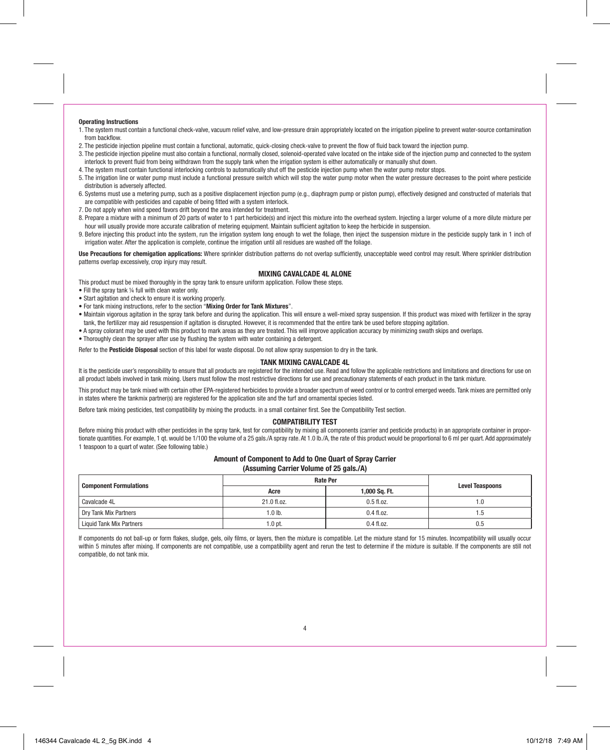**Operating Instructions**

1. The system must contain a functional check-valve, vacuum relief valve, and low-pressure drain appropriately located on the irrigation pipeline to prevent water-source contamination from backflow.
2. The pesticide injection pipeline must contain a functional, automatic, quick-closing check-valve to prevent the flow of fluid back toward the injection pump.
3. The pesticide injection pipeline must also contain a functional, normally closed, solenoid-operated valve located on the intake side of the injection pump and connected to the system interlock to prevent fluid from being withdrawn from the supply tank when the irrigation system is either automatically or manually shut down.
4. The system must contain functional interlocking controls to automatically shut off the pesticide injection pump when the water pump motor stops.
5. The irrigation line or water pump must include a functional pressure switch which will stop the water pump motor when the water pressure decreases to the point where pesticide distribution is adversely affected.
6. Systems must use a metering pump, such as a positive displacement injection pump (e.g., diaphragm pump or piston pump), effectively designed and constructed of materials that are compatible with pesticides and capable of being fitted with a system interlock.
7. Do not apply when wind speed favors drift beyond the area intended for treatment.
8. Prepare a mixture with a minimum of 20 parts of water to 1 part herbicide(s) and inject this mixture into the overhead system. Injecting a larger volume of a more dilute mixture per hour will usually provide more accurate calibration of metering equipment. Maintain sufficient agitation to keep the herbicide in suspension.
9. Before injecting this product into the system, run the irrigation system long enough to wet the foliage, then inject the suspension mixture in the pesticide supply tank in 1 inch of irrigation water. After the application is complete, continue the irrigation until all residues are washed off the foliage.

**Use Precautions for chemigation applications:** Where sprinkler distribution patterns do not overlap sufficiently, unacceptable weed control may result. Where sprinkler distribution patterns overlap excessively, crop injury may result.

## MIXING CAVALCADE 4L ALONE

This product must be mixed thoroughly in the spray tank to ensure uniform application. Follow these steps.

- Fill the spray tank ¼ full with clean water only.
- Start agitation and check to ensure it is working properly.
- For tank mixing instructions, refer to the section "**Mixing Order for Tank Mixtures**".
- Maintain vigorous agitation in the spray tank before and during the application. This will ensure a well-mixed spray suspension. If this product was mixed with fertilizer in the spray tank, the fertilizer may aid resuspension if agitation is disrupted. However, it is recommended that the entire tank be used before stopping agitation.
- A spray colorant may be used with this product to mark areas as they are treated. This will improve application accuracy by minimizing swath skips and overlaps.
- Thoroughly clean the sprayer after use by flushing the system with water containing a detergent.

Refer to the **Pesticide Disposal** section of this label for waste disposal. Do not allow spray suspension to dry in the tank.

## TANK MIXING CAVALCADE 4L

It is the pesticide user's responsibility to ensure that all products are registered for the intended use. Read and follow the applicable restrictions and limitations and directions for use on all product labels involved in tank mixing. Users must follow the most restrictive directions for use and precautionary statements of each product in the tank mixture.

This product may be tank mixed with certain other EPA-registered herbicides to provide a broader spectrum of weed control or to control emerged weeds. Tank mixes are permitted only in states where the tankmix partner(s) are registered for the application site and the turf and ornamental species listed.

Before tank mixing pesticides, test compatibility by mixing the products. in a small container first. See the Compatibility Test section.

## COMPATIBILITY TEST

Before mixing this product with other pesticides in the spray tank, test for compatibility by mixing all components (carrier and pesticide products) in an appropriate container in proportionate quantities. For example, 1 qt. would be 1/100 the volume of a 25 gals./A spray rate. At 1.0 lb./A, the rate of this product would be proportional to 6 ml per quart. Add approximately 1 teaspoon to a quart of water. (See following table.)

**Amount of Component to Add to One Quart of Spray Carrier**
**(Assuming Carrier Volume of 25 gals./A)**

| Component Formulations | Rate Per | | Level Teaspoons |
|---|---|---|---|
| | Acre | 1,000 Sq. Ft. | |
| Cavalcade 4L | 21.0 fl.oz. | 0.5 fl.oz. | 1.0 |
| Dry Tank Mix Partners | 1.0 lb. | 0.4 fl.oz. | 1.5 |
| Liquid Tank Mix Partners | 1.0 pt. | 0.4 fl.oz. | 0.5 |

If components do not ball-up or form flakes, sludge, gels, oily films, or layers, then the mixture is compatible. Let the mixture stand for 15 minutes. Incompatibility will usually occur within 5 minutes after mixing. If components are not compatible, use a compatibility agent and rerun the test to determine if the mixture is suitable. If the components are still not compatible, do not tank mix.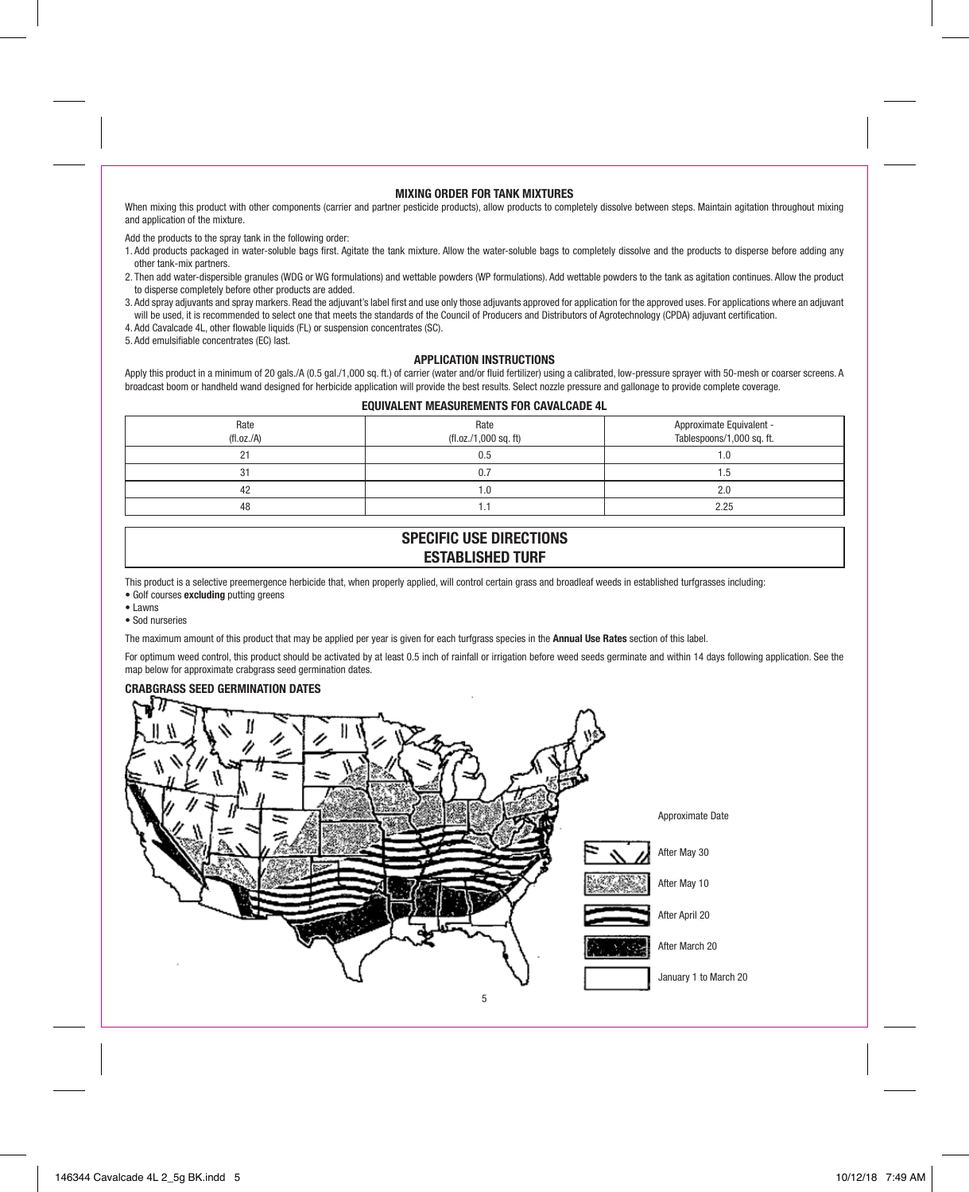## MIXING ORDER FOR TANK MIXTURES

When mixing this product with other components (carrier and partner pesticide products), allow products to completely dissolve between steps. Maintain agitation throughout mixing and application of the mixture.

Add the products to the spray tank in the following order:

1. Add products packaged in water-soluble bags first. Agitate the tank mixture. Allow the water-soluble bags to completely dissolve and the products to disperse before adding any other tank-mix partners.
2. Then add water-dispersible granules (WDG or WG formulations) and wettable powders (WP formulations). Add wettable powders to the tank as agitation continues. Allow the product to disperse completely before other products are added.
3. Add spray adjuvants and spray markers. Read the adjuvant's label first and use only those adjuvants approved for application for the approved uses. For applications where an adjuvant will be used, it is recommended to select one that meets the standards of the Council of Producers and Distributors of Agrotechnology (CPDA) adjuvant certification.
4. Add Cavalcade 4L, other flowable liquids (FL) or suspension concentrates (SC).
5. Add emulsifiable concentrates (EC) last.

## APPLICATION INSTRUCTIONS

Apply this product in a minimum of 20 gals./A (0.5 gal./1,000 sq. ft.) of carrier (water and/or fluid fertilizer) using a calibrated, low-pressure sprayer with 50-mesh or coarser screens. A broadcast boom or handheld wand designed for herbicide application will provide the best results. Select nozzle pressure and gallonage to provide complete coverage.

### EQUIVALENT MEASUREMENTS FOR CAVALCADE 4L

| Rate (fl.oz./A) | Rate (fl.oz./1,000 sq. ft) | Approximate Equivalent - Tablespoons/1,000 sq. ft. |
|---|---|---|
| 21 | 0.5 | 1.0 |
| 31 | 0.7 | 1.5 |
| 42 | 1.0 | 2.0 |
| 48 | 1.1 | 2.25 |

## SPECIFIC USE DIRECTIONS
## ESTABLISHED TURF

This product is a selective preemergence herbicide that, when properly applied, will control certain grass and broadleaf weeds in established turfgrasses including:

- Golf courses **excluding** putting greens
- Lawns
- Sod nurseries

The maximum amount of this product that may be applied per year is given for each turfgrass species in the **Annual Use Rates** section of this label.

For optimum weed control, this product should be activated by at least 0.5 inch of rainfall or irrigation before weed seeds germinate and within 14 days following application. See the map below for approximate crabgrass seed germination dates.

**CRABGRASS SEED GERMINATION DATES**

Approximate Date

- After May 30
- After May 10
- After April 20
- After March 20
- January 1 to March 20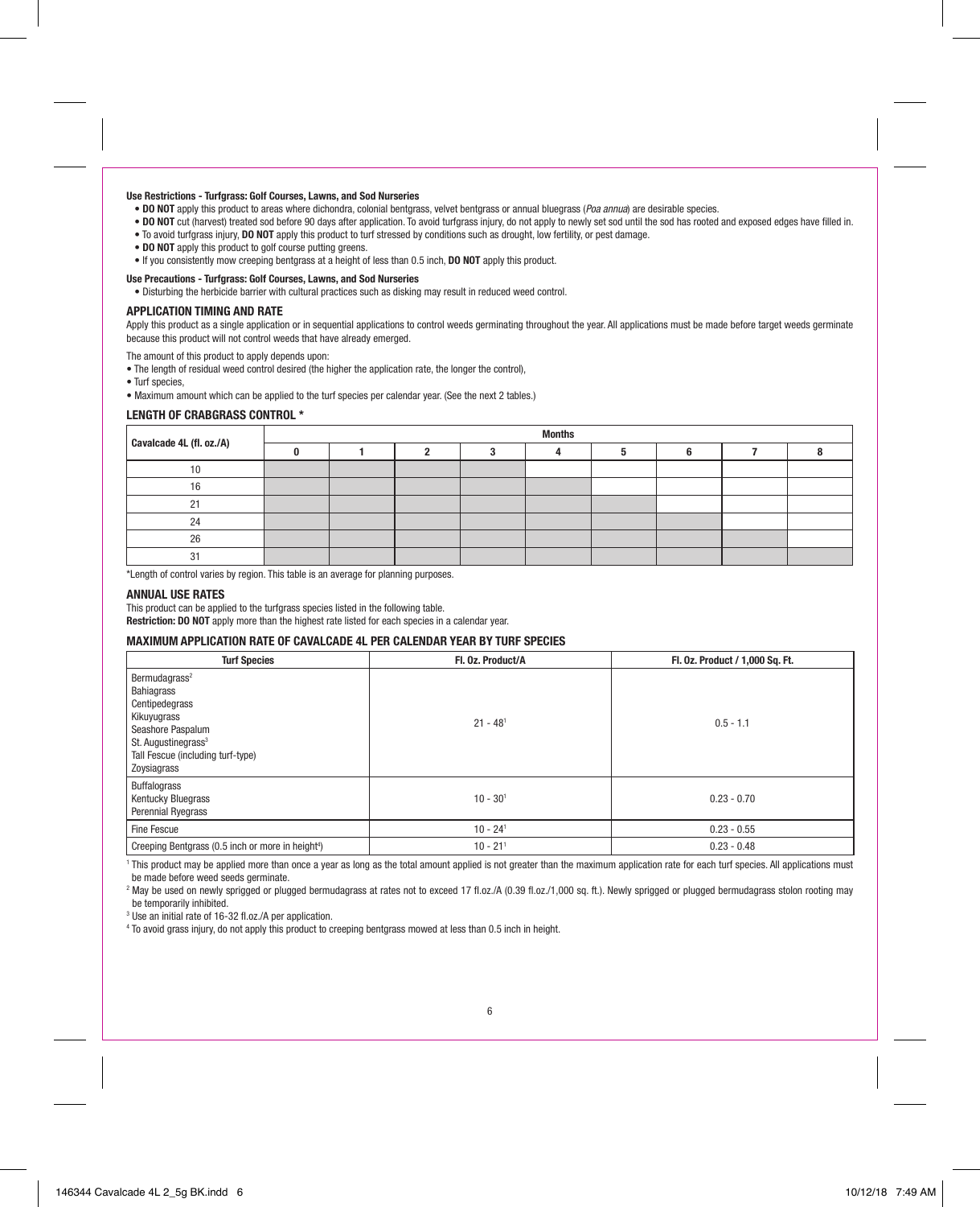**Use Restrictions - Turfgrass: Golf Courses, Lawns, and Sod Nurseries**

- **DO NOT** apply this product to areas where dichondra, colonial bentgrass, velvet bentgrass or annual bluegrass (*Poa annua*) are desirable species.
- **DO NOT** cut (harvest) treated sod before 90 days after application. To avoid turfgrass injury, do not apply to newly set sod until the sod has rooted and exposed edges have filled in.
- To avoid turfgrass injury, **DO NOT** apply this product to turf stressed by conditions such as drought, low fertility, or pest damage.
- **DO NOT** apply this product to golf course putting greens.
- If you consistently mow creeping bentgrass at a height of less than 0.5 inch, **DO NOT** apply this product.

**Use Precautions - Turfgrass: Golf Courses, Lawns, and Sod Nurseries**

- Disturbing the herbicide barrier with cultural practices such as disking may result in reduced weed control.

## APPLICATION TIMING AND RATE

Apply this product as a single application or in sequential applications to control weeds germinating throughout the year. All applications must be made before target weeds germinate because this product will not control weeds that have already emerged.

The amount of this product to apply depends upon:

- The length of residual weed control desired (the higher the application rate, the longer the control),
- Turf species,
- Maximum amount which can be applied to the turf species per calendar year. (See the next 2 tables.)

## LENGTH OF CRABGRASS CONTROL *

| Cavalcade 4L (fl. oz./A) | Months | | | | | | | | |
|---|---|---|---|---|---|---|---|---|---|
| | 0 | 1 | 2 | 3 | 4 | 5 | 6 | 7 | 8 |
| 10 | ■ | ■ | ■ | ■ | | | | | |
| 16 | ■ | ■ | ■ | ■ | ■ | | | | |
| 21 | ■ | ■ | ■ | ■ | ■ | ■ | | | |
| 24 | ■ | ■ | ■ | ■ | ■ | ■ | ■ | | |
| 26 | ■ | ■ | ■ | ■ | ■ | ■ | ■ | ■ | |
| 31 | ■ | ■ | ■ | ■ | ■ | ■ | ■ | ■ | ■ |

*Length of control varies by region. This table is an average for planning purposes.

## ANNUAL USE RATES

This product can be applied to the turfgrass species listed in the following table.

**Restriction: DO NOT** apply more than the highest rate listed for each species in a calendar year.

## MAXIMUM APPLICATION RATE OF CAVALCADE 4L PER CALENDAR YEAR BY TURF SPECIES

| Turf Species | Fl. Oz. Product/A | Fl. Oz. Product / 1,000 Sq. Ft. |
|---|---|---|
| Bermudagrass[2]<br>Bahiagrass<br>Centipedegrass<br>Kikuyugrass<br>Seashore Paspalum<br>St. Augustinegrass[3]<br>Tall Fescue (including turf-type)<br>Zoysiagrass | 21 - 48[1] | 0.5 - 1.1 |
| Buffalograss<br>Kentucky Bluegrass<br>Perennial Ryegrass | 10 - 30[1] | 0.23 - 0.70 |
| Fine Fescue | 10 - 24[1] | 0.23 - 0.55 |
| Creeping Bentgrass (0.5 inch or more in height[4]) | 10 - 21[1] | 0.23 - 0.48 |

[1] This product may be applied more than once a year as long as the total amount applied is not greater than the maximum application rate for each turf species. All applications must be made before weed seeds germinate.

[2] May be used on newly sprigged or plugged bermudagrass at rates not to exceed 17 fl.oz./A (0.39 fl.oz./1,000 sq. ft.). Newly sprigged or plugged bermudagrass stolon rooting may be temporarily inhibited.

[3] Use an initial rate of 16-32 fl.oz./A per application.

[4] To avoid grass injury, do not apply this product to creeping bentgrass mowed at less than 0.5 inch in height.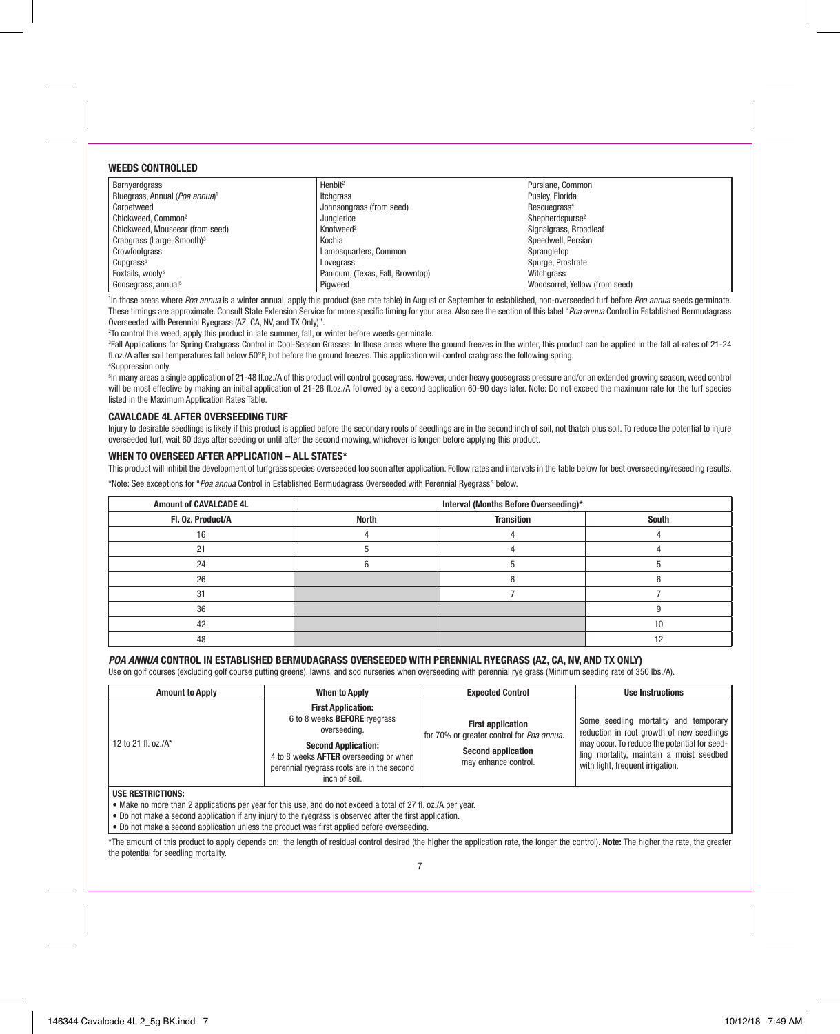## WEEDS CONTROLLED

| | | |
|---|---|---|
| Barnyardgrass | Henbit[2] | Purslane, Common |
| Bluegrass, Annual (*Poa annua*)[1] | Itchgrass | Pusley, Florida |
| Carpetweed | Johnsongrass (from seed) | Rescuegrass[4] |
| Chickweed, Common[2] | Junglerice | Shepherdspurse[2] |
| Chickweed, Mouseear (from seed) | Knotweed[2] | Signalgrass, Broadleaf |
| Crabgrass (Large, Smooth)[3] | Kochia | Speedwell, Persian |
| Crowfootgrass | Lambsquarters, Common | Sprangletop |
| Cupgrass[5] | Lovegrass | Spurge, Prostrate |
| Foxtails, wooly[5] | Panicum, (Texas, Fall, Browntop) | Witchgrass |
| Goosegrass, annual[5] | Pigweed | Woodsorrel, Yellow (from seed) |

[1]In those areas where *Poa annua* is a winter annual, apply this product (see rate table) in August or September to established, non-overseeded turf before *Poa annua* seeds germinate. These timings are approximate. Consult State Extension Service for more specific timing for your area. Also see the section of this label "*Poa annua* Control in Established Bermudagrass Overseeded with Perennial Ryegrass (AZ, CA, NV, and TX Only)".

[2]To control this weed, apply this product in late summer, fall, or winter before weeds germinate.

[3]Fall Applications for Spring Crabgrass Control in Cool-Season Grasses: In those areas where the ground freezes in the winter, this product can be applied in the fall at rates of 21-24 fl.oz./A after soil temperatures fall below 50°F, but before the ground freezes. This application will control crabgrass the following spring.

[4]Suppression only.

[5]In many areas a single application of 21-48 fl.oz./A of this product will control goosegrass. However, under heavy goosegrass pressure and/or an extended growing season, weed control will be most effective by making an initial application of 21-26 fl.oz./A followed by a second application 60-90 days later. Note: Do not exceed the maximum rate for the turf species listed in the Maximum Application Rates Table.

### CAVALCADE 4L AFTER OVERSEEDING TURF

Injury to desirable seedlings is likely if this product is applied before the secondary roots of seedlings are in the second inch of soil, not thatch plus soil. To reduce the potential to injure overseeded turf, wait 60 days after seeding or until after the second mowing, whichever is longer, before applying this product.

### WHEN TO OVERSEED AFTER APPLICATION – ALL STATES*

This product will inhibit the development of turfgrass species overseeded too soon after application. Follow rates and intervals in the table below for best overseeding/reseeding results.

*Note: See exceptions for "*Poa annua* Control in Established Bermudagrass Overseeded with Perennial Ryegrass" below.

| Amount of CAVALCADE 4L | Interval (Months Before Overseeding)* | | |
|---|---|---|---|
| Fl. Oz. Product/A | North | Transition | South |
| 16 | 4 | 4 | 4 |
| 21 | 5 | 4 | 4 |
| 24 | 6 | 5 | 5 |
| 26 | | 6 | 6 |
| 31 | | 7 | 7 |
| 36 | | | 9 |
| 42 | | | 10 |
| 48 | | | 12 |

### *POA ANNUA* CONTROL IN ESTABLISHED BERMUDAGRASS OVERSEEDED WITH PERENNIAL RYEGRASS (AZ, CA, NV, AND TX ONLY)

Use on golf courses (excluding golf course putting greens), lawns, and sod nurseries when overseeding with perennial rye grass (Minimum seeding rate of 350 lbs./A).

| Amount to Apply | When to Apply | Expected Control | Use Instructions |
|---|---|---|---|
| 12 to 21 fl. oz./A* | **First Application:** 6 to 8 weeks **BEFORE** ryegrass overseeding. **Second Application:** 4 to 8 weeks **AFTER** overseeding or when perennial ryegrass roots are in the second inch of soil. | **First application** for 70% or greater control for *Poa annua*. **Second application** may enhance control. | Some seedling mortality and temporary reduction in root growth of new seedlings may occur. To reduce the potential for seedling mortality, maintain a moist seedbed with light, frequent irrigation. |

**USE RESTRICTIONS:**

- Make no more than 2 applications per year for this use, and do not exceed a total of 27 fl. oz./A per year.
- Do not make a second application if any injury to the ryegrass is observed after the first application.
- Do not make a second application unless the product was first applied before overseeding.

*The amount of this product to apply depends on: the length of residual control desired (the higher the application rate, the longer the control). **Note:** The higher the rate, the greater the potential for seedling mortality.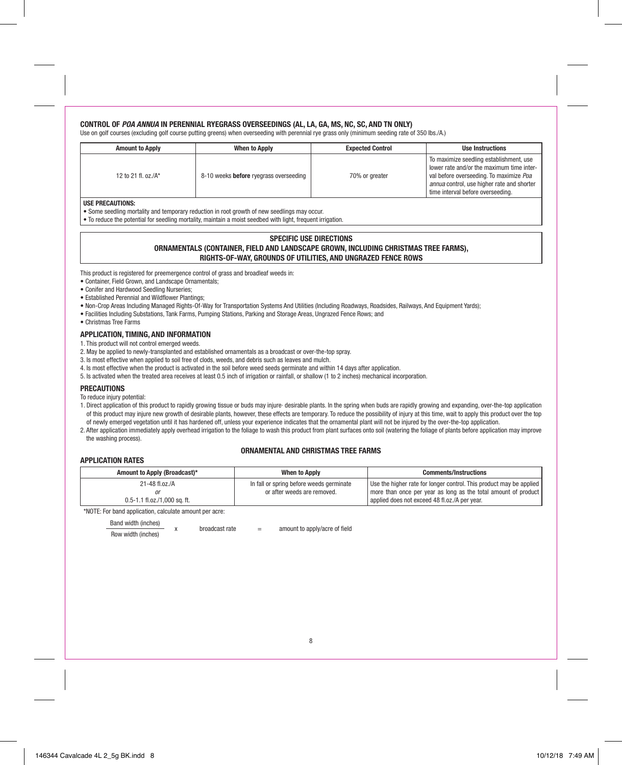### CONTROL OF *POA ANNUA* IN PERENNIAL RYEGRASS OVERSEEDINGS (AL, LA, GA, MS, NC, SC, AND TN ONLY)

Use on golf courses (excluding golf course putting greens) when overseeding with perennial rye grass only (minimum seeding rate of 350 lbs./A.)

| Amount to Apply | When to Apply | Expected Control | Use Instructions |
|---|---|---|---|
| 12 to 21 fl. oz./A* | 8-10 weeks **before** ryegrass overseeding | 70% or greater | To maximize seedling establishment, use lower rate and/or the maximum time interval before overseeding. To maximize *Poa annua* control, use higher rate and shorter time interval before overseeding. |

**USE PRECAUTIONS:**

- Some seedling mortality and temporary reduction in root growth of new seedlings may occur.
- To reduce the potential for seedling mortality, maintain a moist seedbed with light, frequent irrigation.

## SPECIFIC USE DIRECTIONS
## ORNAMENTALS (CONTAINER, FIELD AND LANDSCAPE GROWN, INCLUDING CHRISTMAS TREE FARMS), RIGHTS-OF-WAY, GROUNDS OF UTILITIES, AND UNGRAZED FENCE ROWS

This product is registered for preemergence control of grass and broadleaf weeds in:

- Container, Field Grown, and Landscape Ornamentals;
- Conifer and Hardwood Seedling Nurseries;
- Established Perennial and Wildflower Plantings;
- Non-Crop Areas Including Managed Rights-Of-Way for Transportation Systems And Utilities (Including Roadways, Roadsides, Railways, And Equipment Yards);
- Facilities Including Substations, Tank Farms, Pumping Stations, Parking and Storage Areas, Ungrazed Fence Rows; and
- Christmas Tree Farms

### APPLICATION, TIMING, AND INFORMATION

1. This product will not control emerged weeds.
2. May be applied to newly-transplanted and established ornamentals as a broadcast or over-the-top spray.
3. Is most effective when applied to soil free of clods, weeds, and debris such as leaves and mulch.
4. Is most effective when the product is activated in the soil before weed seeds germinate and within 14 days after application.
5. Is activated when the treated area receives at least 0.5 inch of irrigation or rainfall, or shallow (1 to 2 inches) mechanical incorporation.

### PRECAUTIONS

To reduce injury potential:

1. Direct application of this product to rapidly growing tissue or buds may injure· desirable plants. In the spring when buds are rapidly growing and expanding, over-the-top application of this product may injure new growth of desirable plants, however, these effects are temporary. To reduce the possibility of injury at this time, wait to apply this product over the top of newly emerged vegetation until it has hardened off, unless your experience indicates that the ornamental plant will not be injured by the over-the-top application.
2. After application immediately apply overhead irrigation to the foliage to wash this product from plant surfaces onto soil (watering the foliage of plants before application may improve the washing process).

### APPLICATION RATES

#### ORNAMENTAL AND CHRISTMAS TREE FARMS

| Amount to Apply (Broadcast)* | When to Apply | Comments/Instructions |
|---|---|---|
| 21-48 fl.oz./A *or* 0.5-1.1 fl.oz./1,000 sq. ft. | In fall or spring before weeds germinate or after weeds are removed. | Use the higher rate for longer control. This product may be applied more than once per year as long as the total amount of product applied does not exceed 48 fl.oz./A per year. |

*NOTE: For band application, calculate amount per acre:

$$\frac{\text{Band width (inches)}}{\text{Row width (inches)}} \times \text{broadcast rate} = \text{amount to apply/acre of field}$$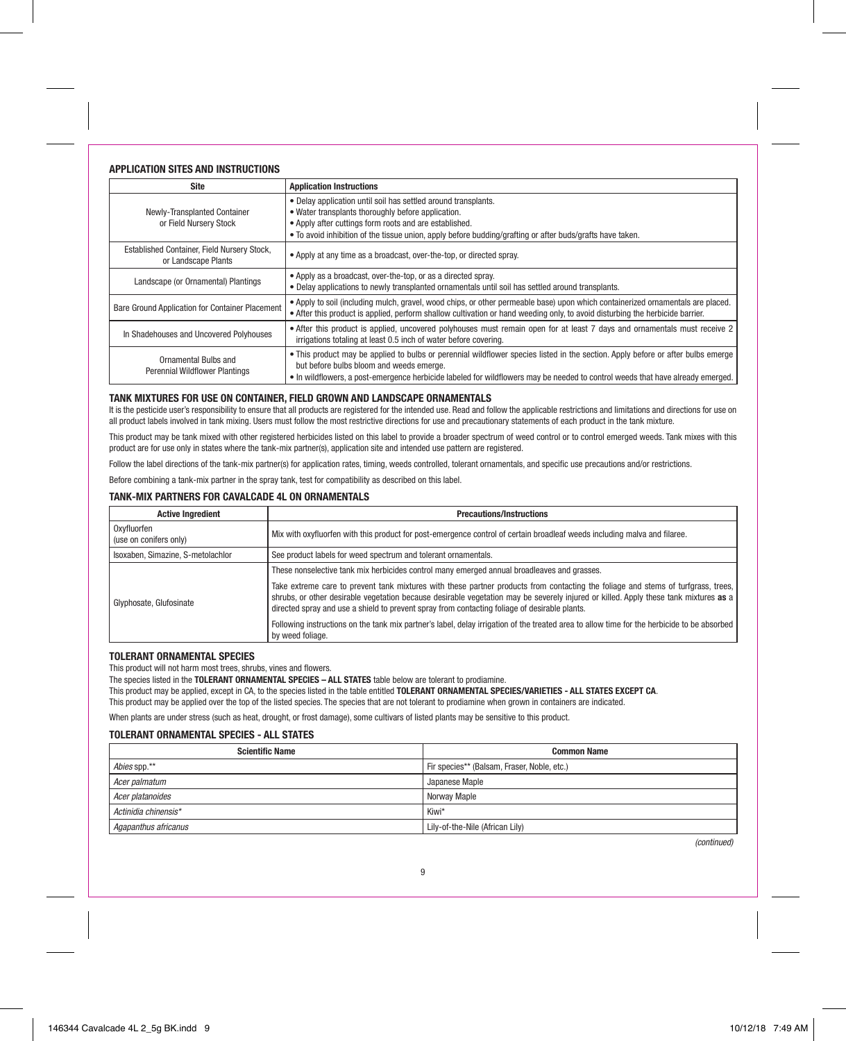### APPLICATION SITES AND INSTRUCTIONS

| Site | Application Instructions |
|---|---|
| Newly-Transplanted Container or Field Nursery Stock | • Delay application until soil has settled around transplants.<br>• Water transplants thoroughly before application.<br>• Apply after cuttings form roots and are established.<br>• To avoid inhibition of the tissue union, apply before budding/grafting or after buds/grafts have taken. |
| Established Container, Field Nursery Stock, or Landscape Plants | • Apply at any time as a broadcast, over-the-top, or directed spray. |
| Landscape (or Ornamental) Plantings | • Apply as a broadcast, over-the-top, or as a directed spray.<br>• Delay applications to newly transplanted ornamentals until soil has settled around transplants. |
| Bare Ground Application for Container Placement | • Apply to soil (including mulch, gravel, wood chips, or other permeable base) upon which containerized ornamentals are placed.<br>• After this product is applied, perform shallow cultivation or hand weeding only, to avoid disturbing the herbicide barrier. |
| In Shadehouses and Uncovered Polyhouses | • After this product is applied, uncovered polyhouses must remain open for at least 7 days and ornamentals must receive 2 irrigations totaling at least 0.5 inch of water before covering. |
| Ornamental Bulbs and Perennial Wildflower Plantings | • This product may be applied to bulbs or perennial wildflower species listed in the section. Apply before or after bulbs emerge but before bulbs bloom and weeds emerge.<br>• In wildflowers, a post-emergence herbicide labeled for wildflowers may be needed to control weeds that have already emerged. |

### TANK MIXTURES FOR USE ON CONTAINER, FIELD GROWN AND LANDSCAPE ORNAMENTALS

It is the pesticide user's responsibility to ensure that all products are registered for the intended use. Read and follow the applicable restrictions and limitations and directions for use on all product labels involved in tank mixing. Users must follow the most restrictive directions for use and precautionary statements of each product in the tank mixture.

This product may be tank mixed with other registered herbicides listed on this label to provide a broader spectrum of weed control or to control emerged weeds. Tank mixes with this product are for use only in states where the tank-mix partner(s), application site and intended use pattern are registered.

Follow the label directions of the tank-mix partner(s) for application rates, timing, weeds controlled, tolerant ornamentals, and specific use precautions and/or restrictions.

Before combining a tank-mix partner in the spray tank, test for compatibility as described on this label.

### TANK-MIX PARTNERS FOR CAVALCADE 4L ON ORNAMENTALS

| Active Ingredient | Precautions/Instructions |
|---|---|
| Oxyfluorfen (use on conifers only) | Mix with oxyfluorfen with this product for post-emergence control of certain broadleaf weeds including malva and filaree. |
| Isoxaben, Simazine, S-metolachlor | See product labels for weed spectrum and tolerant ornamentals. |
| Glyphosate, Glufosinate | These nonselective tank mix herbicides control many emerged annual broadleaves and grasses.<br><br>Take extreme care to prevent tank mixtures with these partner products from contacting the foliage and stems of turfgrass, trees, shrubs, or other desirable vegetation because desirable vegetation may be severely injured or killed. Apply these tank mixtures **as** a directed spray and use a shield to prevent spray from contacting foliage of desirable plants.<br><br>Following instructions on the tank mix partner's label, delay irrigation of the treated area to allow time for the herbicide to be absorbed by weed foliage. |

### TOLERANT ORNAMENTAL SPECIES

This product will not harm most trees, shrubs, vines and flowers.

The species listed in the **TOLERANT ORNAMENTAL SPECIES – ALL STATES** table below are tolerant to prodiamine.

This product may be applied, except in CA, to the species listed in the table entitled **TOLERANT ORNAMENTAL SPECIES/VARIETIES - ALL STATES EXCEPT CA**.

This product may be applied over the top of the listed species. The species that are not tolerant to prodiamine when grown in containers are indicated.

When plants are under stress (such as heat, drought, or frost damage), some cultivars of listed plants may be sensitive to this product.

### TOLERANT ORNAMENTAL SPECIES - ALL STATES

| Scientific Name | Common Name |
|---|---|
| *Abies* spp.** | Fir species** (Balsam, Fraser, Noble, etc.) |
| *Acer palmatum* | Japanese Maple |
| *Acer platanoides* | Norway Maple |
| *Actinidia chinensis** | Kiwi* |
| *Agapanthus africanus* | Lily-of-the-Nile (African Lily) |

*(continued)*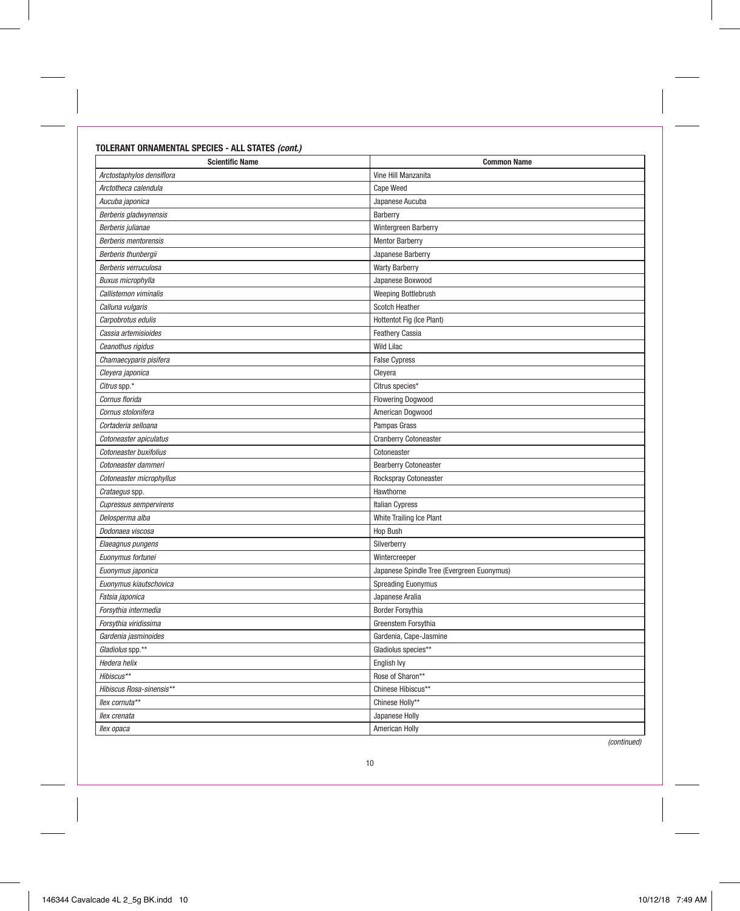**TOLERANT ORNAMENTAL SPECIES - ALL STATES *(cont.)***

| Scientific Name | Common Name |
|---|---|
| *Arctostaphylos densiflora* | Vine Hill Manzanita |
| *Arctotheca calendula* | Cape Weed |
| *Aucuba japonica* | Japanese Aucuba |
| *Berberis gladwynensis* | Barberry |
| *Berberis julianae* | Wintergreen Barberry |
| *Berberis mentorensis* | Mentor Barberry |
| *Berberis thunbergii* | Japanese Barberry |
| *Berberis verruculosa* | Warty Barberry |
| *Buxus microphylla* | Japanese Boxwood |
| *Callistemon viminalis* | Weeping Bottlebrush |
| *Calluna vulgaris* | Scotch Heather |
| *Carpobrotus edulis* | Hottentot Fig (Ice Plant) |
| *Cassia artemisioides* | Feathery Cassia |
| *Ceanothus rigidus* | Wild Lilac |
| *Chamaecyparis pisifera* | False Cypress |
| *Cleyera japonica* | Cleyera |
| *Citrus* spp.* | Citrus species* |
| *Cornus florida* | Flowering Dogwood |
| *Cornus stolonifera* | American Dogwood |
| *Cortaderia selloana* | Pampas Grass |
| *Cotoneaster apiculatus* | Cranberry Cotoneaster |
| *Cotoneaster buxifolius* | Cotoneaster |
| *Cotoneaster dammeri* | Bearberry Cotoneaster |
| *Cotoneaster microphyllus* | Rockspray Cotoneaster |
| *Crataegus* spp. | Hawthorne |
| *Cupressus sempervirens* | Italian Cypress |
| *Delosperma alba* | White Trailing Ice Plant |
| *Dodonaea viscosa* | Hop Bush |
| *Elaeagnus pungens* | Silverberry |
| *Euonymus fortunei* | Wintercreeper |
| *Euonymus japonica* | Japanese Spindle Tree (Evergreen Euonymus) |
| *Euonymus kiautschovica* | Spreading Euonymus |
| *Fatsia japonica* | Japanese Aralia |
| *Forsythia intermedia* | Border Forsythia |
| *Forsythia viridissima* | Greenstem Forsythia |
| *Gardenia jasminoides* | Gardenia, Cape-Jasmine |
| *Gladiolus* spp.** | Gladiolus species** |
| *Hedera helix* | English Ivy |
| *Hibiscus*** | Rose of Sharon** |
| *Hibiscus Rosa-sinensis*** | Chinese Hibiscus** |
| *Ilex cornuta*** | Chinese Holly** |
| *Ilex crenata* | Japanese Holly |
| *Ilex opaca* | American Holly |

*(continued)*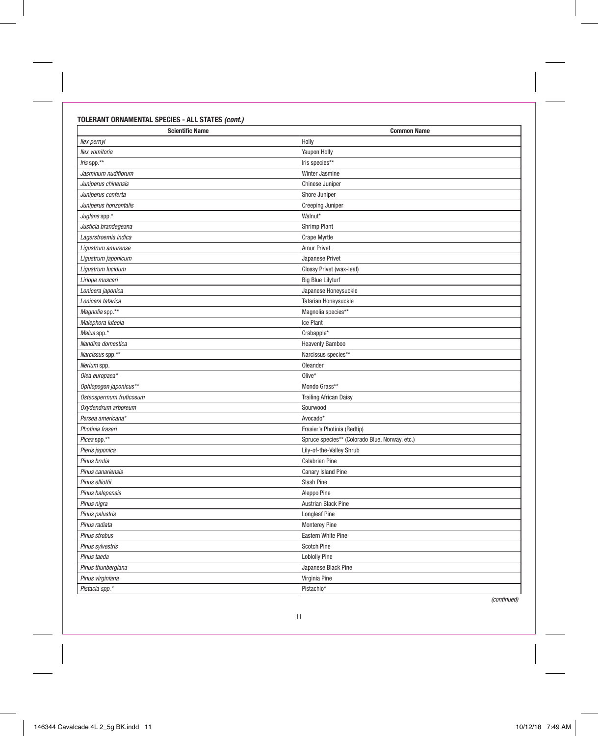**TOLERANT ORNAMENTAL SPECIES - ALL STATES *(cont.)***

| Scientific Name | Common Name |
|---|---|
| *Ilex pernyi* | Holly |
| *Ilex vomitoria* | Yaupon Holly |
| *Iris* spp.** | Iris species** |
| *Jasminum nudiflorum* | Winter Jasmine |
| *Juniperus chinensis* | Chinese Juniper |
| *Juniperus conferta* | Shore Juniper |
| *Juniperus horizontalis* | Creeping Juniper |
| *Juglans* spp.* | Walnut* |
| *Justicia brandegeana* | Shrimp Plant |
| *Lagerstroemia indica* | Crape Myrtle |
| *Ligustrum amurense* | Amur Privet |
| *Ligustrum japonicum* | Japanese Privet |
| *Ligustrum lucidum* | Glossy Privet (wax-leaf) |
| *Liriope muscari* | Big Blue Lilyturf |
| *Lonicera japonica* | Japanese Honeysuckle |
| *Lonicera tatarica* | Tatarian Honeysuckle |
| *Magnolia* spp.** | Magnolia species** |
| *Malephora luteola* | Ice Plant |
| *Malus* spp.* | Crabapple* |
| *Nandina domestica* | Heavenly Bamboo |
| *Narcissus* spp.** | Narcissus species** |
| *Nerium* spp. | Oleander |
| *Olea europaea** | Olive* |
| *Ophiopogon japonicus*** | Mondo Grass** |
| *Osteospermum fruticosum* | Trailing African Daisy |
| *Oxydendrum arboreum* | Sourwood |
| *Persea americana** | Avocado* |
| *Photinia fraseri* | Frasier's Photinia (Redtip) |
| *Picea* spp.** | Spruce species** (Colorado Blue, Norway, etc.) |
| *Pieris japonica* | Lily-of-the-Valley Shrub |
| *Pinus brutia* | Calabrian Pine |
| *Pinus canariensis* | Canary Island Pine |
| *Pinus elliottii* | Slash Pine |
| *Pinus halepensis* | Aleppo Pine |
| *Pinus nigra* | Austrian Black Pine |
| *Pinus palustris* | Longleaf Pine |
| *Pinus radiata* | Monterey Pine |
| *Pinus strobus* | Eastern White Pine |
| *Pinus sylvestris* | Scotch Pine |
| *Pinus taeda* | Loblolly Pine |
| *Pinus thunbergiana* | Japanese Black Pine |
| *Pinus virginiana* | Virginia Pine |
| *Pistacia spp.** | Pistachio* |

*(continued)*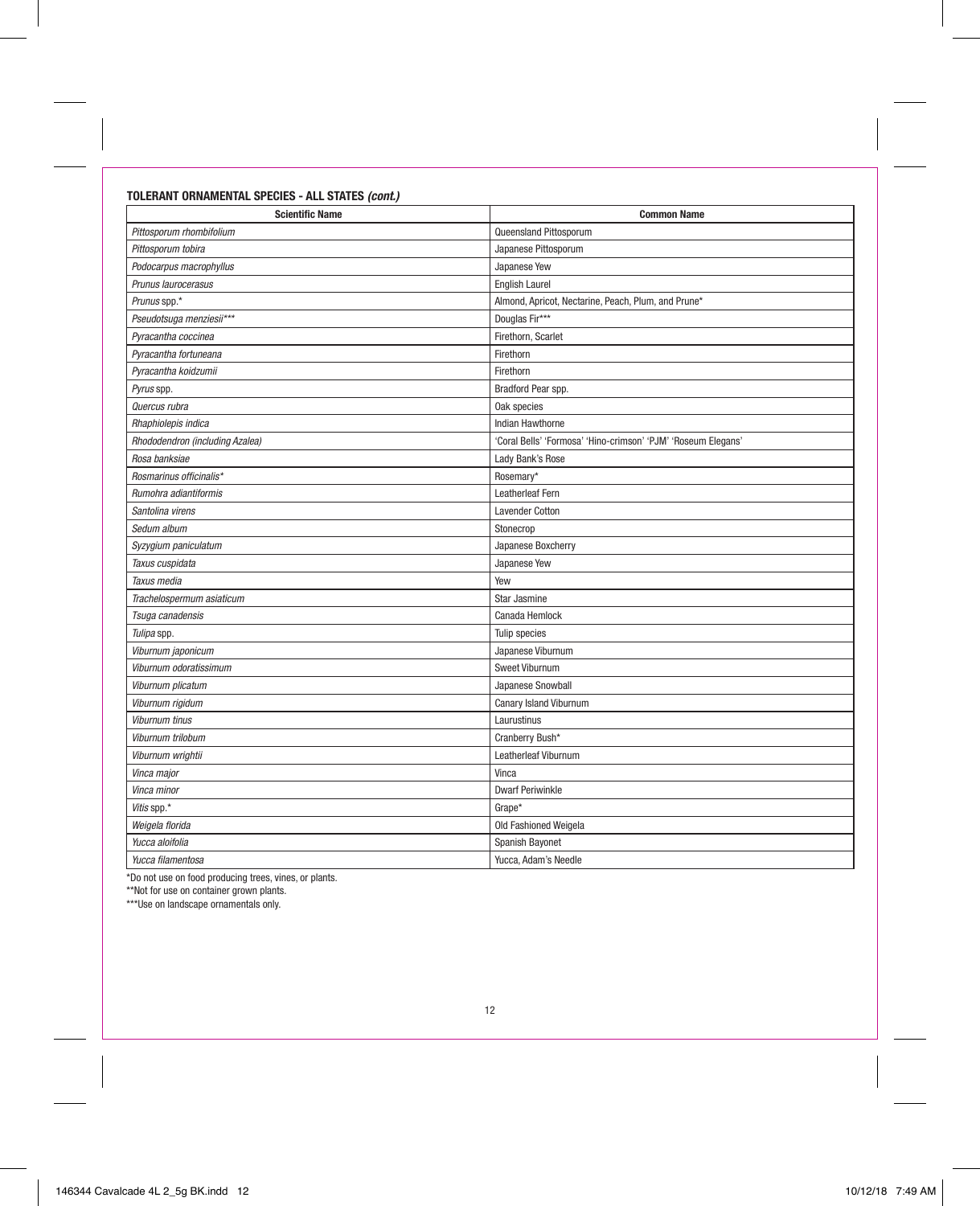**TOLERANT ORNAMENTAL SPECIES - ALL STATES *(cont.)***

| Scientific Name | Common Name |
|---|---|
| *Pittosporum rhombifolium* | Queensland Pittosporum |
| *Pittosporum tobira* | Japanese Pittosporum |
| *Podocarpus macrophyllus* | Japanese Yew |
| *Prunus laurocerasus* | English Laurel |
| *Prunus* spp.* | Almond, Apricot, Nectarine, Peach, Plum, and Prune* |
| *Pseudotsuga menziesii**** | Douglas Fir*** |
| *Pyracantha coccinea* | Firethorn, Scarlet |
| *Pyracantha fortuneana* | Firethorn |
| *Pyracantha koidzumii* | Firethorn |
| *Pyrus* spp. | Bradford Pear spp. |
| *Quercus rubra* | Oak species |
| *Rhaphiolepis indica* | Indian Hawthorne |
| *Rhododendron (including Azalea)* | 'Coral Bells' 'Formosa' 'Hino-crimson' 'PJM' 'Roseum Elegans' |
| *Rosa banksiae* | Lady Bank's Rose |
| *Rosmarinus officinalis** | Rosemary* |
| *Rumohra adiantiformis* | Leatherleaf Fern |
| *Santolina virens* | Lavender Cotton |
| *Sedum album* | Stonecrop |
| *Syzygium paniculatum* | Japanese Boxcherry |
| *Taxus cuspidata* | Japanese Yew |
| *Taxus media* | Yew |
| *Trachelospermum asiaticum* | Star Jasmine |
| *Tsuga canadensis* | Canada Hemlock |
| *Tulipa* spp. | Tulip species |
| *Viburnum japonicum* | Japanese Viburnum |
| *Viburnum odoratissimum* | Sweet Viburnum |
| *Viburnum plicatum* | Japanese Snowball |
| *Viburnum rigidum* | Canary Island Viburnum |
| *Viburnum tinus* | Laurustinus |
| *Viburnum trilobum* | Cranberry Bush* |
| *Viburnum wrightii* | Leatherleaf Viburnum |
| *Vinca major* | Vinca |
| *Vinca minor* | Dwarf Periwinkle |
| *Vitis* spp.* | Grape* |
| *Weigela florida* | Old Fashioned Weigela |
| *Yucca aloifolia* | Spanish Bayonet |
| *Yucca filamentosa* | Yucca, Adam's Needle |

*Do not use on food producing trees, vines, or plants.
**Not for use on container grown plants.
***Use on landscape ornamentals only.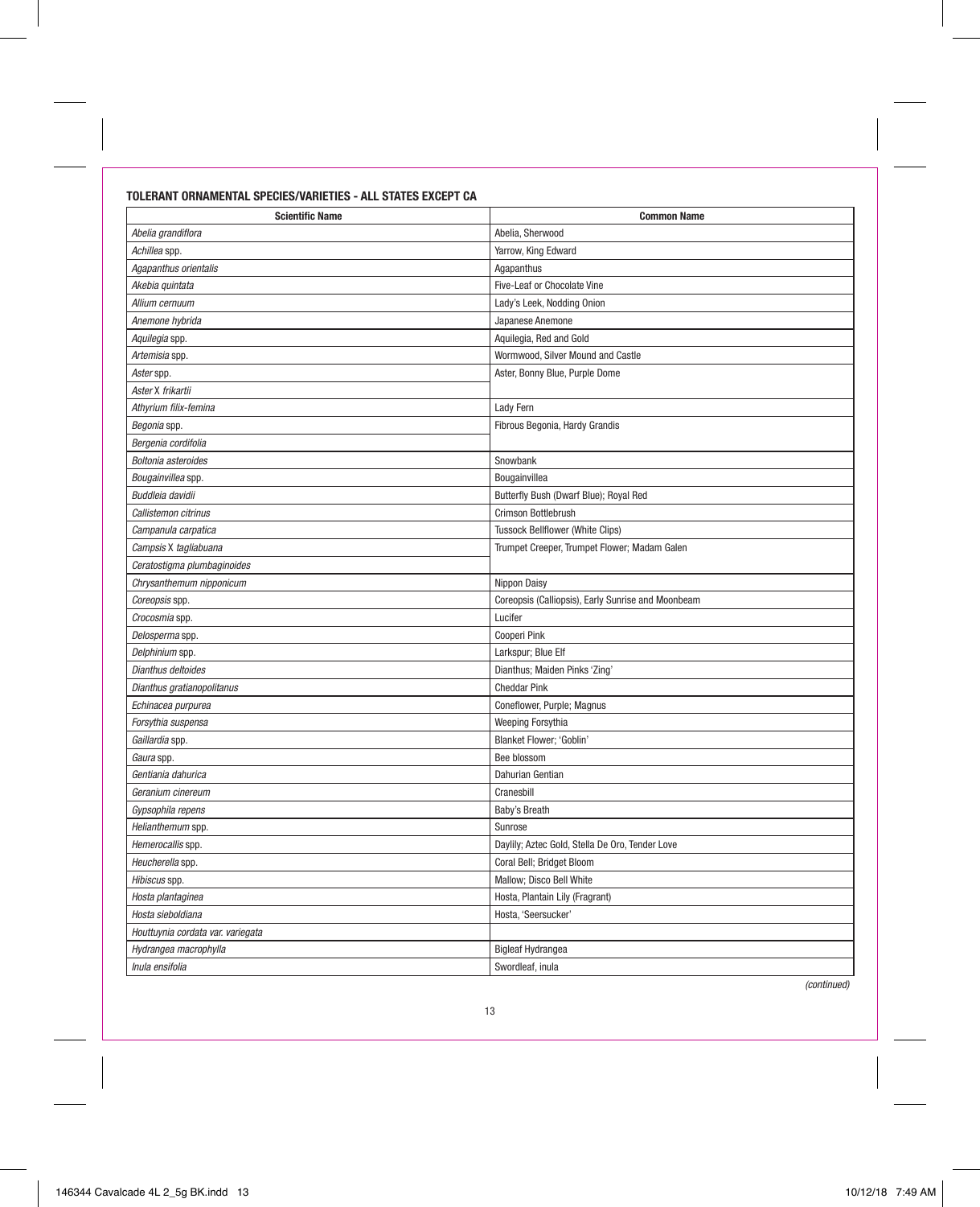#### TOLERANT ORNAMENTAL SPECIES/VARIETIES - ALL STATES EXCEPT CA

| Scientific Name | Common Name |
|---|---|
| *Abelia grandiflora* | Abelia, Sherwood |
| *Achillea* spp. | Yarrow, King Edward |
| *Agapanthus orientalis* | Agapanthus |
| *Akebia quintata* | Five-Leaf or Chocolate Vine |
| *Allium cernuum* | Lady's Leek, Nodding Onion |
| *Anemone hybrida* | Japanese Anemone |
| *Aquilegia* spp. | Aquilegia, Red and Gold |
| *Artemisia* spp. | Wormwood, Silver Mound and Castle |
| *Aster* spp. | Aster, Bonny Blue, Purple Dome |
| *Aster* X *frikartii* | |
| *Athyrium filix-femina* | Lady Fern |
| *Begonia* spp. | Fibrous Begonia, Hardy Grandis |
| *Bergenia cordifolia* | |
| *Boltonia asteroides* | Snowbank |
| *Bougainvillea* spp. | Bougainvillea |
| *Buddleia davidii* | Butterfly Bush (Dwarf Blue); Royal Red |
| *Callistemon citrinus* | Crimson Bottlebrush |
| *Campanula carpatica* | Tussock Bellflower (White Clips) |
| *Campsis* X *tagliabuana* | Trumpet Creeper, Trumpet Flower; Madam Galen |
| *Ceratostigma plumbaginoides* | |
| *Chrysanthemum nipponicum* | Nippon Daisy |
| *Coreopsis* spp. | Coreopsis (Calliopsis), Early Sunrise and Moonbeam |
| *Crocosmia* spp. | Lucifer |
| *Delosperma* spp. | Cooperi Pink |
| *Delphinium* spp. | Larkspur; Blue Elf |
| *Dianthus deltoides* | Dianthus; Maiden Pinks 'Zing' |
| *Dianthus gratianopolitanus* | Cheddar Pink |
| *Echinacea purpurea* | Coneflower, Purple; Magnus |
| *Forsythia suspensa* | Weeping Forsythia |
| *Gaillardia* spp. | Blanket Flower; 'Goblin' |
| *Gaura* spp. | Bee blossom |
| *Gentiania dahurica* | Dahurian Gentian |
| *Geranium cinereum* | Cranesbill |
| *Gypsophila repens* | Baby's Breath |
| *Helianthemum* spp. | Sunrose |
| *Hemerocallis* spp. | Daylily; Aztec Gold, Stella De Oro, Tender Love |
| *Heucherella* spp. | Coral Bell; Bridget Bloom |
| *Hibiscus* spp. | Mallow; Disco Bell White |
| *Hosta plantaginea* | Hosta, Plantain Lily (Fragrant) |
| *Hosta sieboldiana* | Hosta, 'Seersucker' |
| *Houttuynia cordata var. variegata* | |
| *Hydrangea macrophylla* | Bigleaf Hydrangea |
| *Inula ensifolia* | Swordleaf, inula |

*(continued)*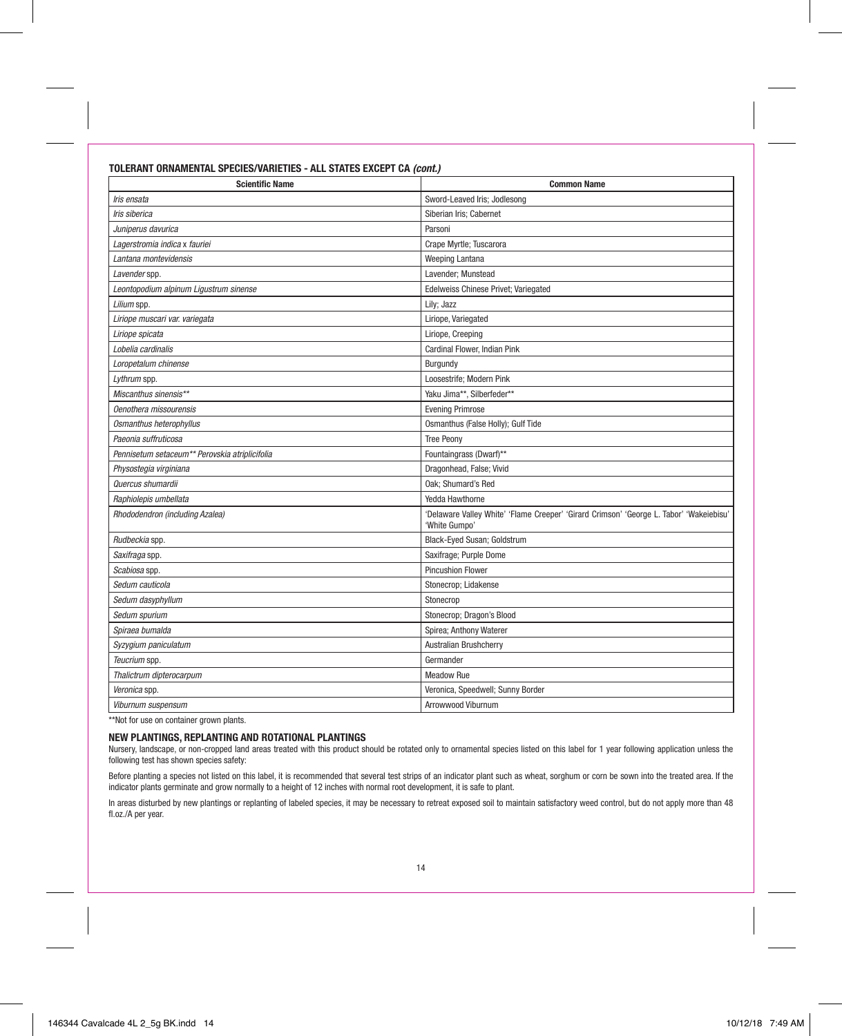**TOLERANT ORNAMENTAL SPECIES/VARIETIES - ALL STATES EXCEPT CA *(cont.)***

| Scientific Name | Common Name |
|---|---|
| *Iris ensata* | Sword-Leaved Iris; Jodlesong |
| *Iris siberica* | Siberian Iris; Cabernet |
| *Juniperus davurica* | Parsoni |
| *Lagerstromia indica x fauriei* | Crape Myrtle; Tuscarora |
| *Lantana montevidensis* | Weeping Lantana |
| *Lavender* spp. | Lavender; Munstead |
| *Leontopodium alpinum Ligustrum sinense* | Edelweiss Chinese Privet; Variegated |
| *Lilium* spp. | Lily; Jazz |
| *Liriope muscari var. variegata* | Liriope, Variegated |
| *Liriope spicata* | Liriope, Creeping |
| *Lobelia cardinalis* | Cardinal Flower, Indian Pink |
| *Loropetalum chinense* | Burgundy |
| *Lythrum* spp. | Loosestrife; Modern Pink |
| *Miscanthus sinensis*** | Yaku Jima**, Silberfeder** |
| *Oenothera missourensis* | Evening Primrose |
| *Osmanthus heterophyllus* | Osmanthus (False Holly); Gulf Tide |
| *Paeonia suffruticosa* | Tree Peony |
| *Pennisetum setaceum** Perovskia atriplicifolia* | Fountaingrass (Dwarf)** |
| *Physostegia virginiana* | Dragonhead, False; Vivid |
| *Quercus shumardii* | Oak; Shumard's Red |
| *Raphiolepis umbellata* | Yedda Hawthorne |
| *Rhododendron (including Azalea)* | 'Delaware Valley White' 'Flame Creeper' 'Girard Crimson' 'George L. Tabor' 'Wakeiebisu' 'White Gumpo' |
| *Rudbeckia* spp. | Black-Eyed Susan; Goldstrum |
| *Saxifraga* spp. | Saxifrage; Purple Dome |
| *Scabiosa* spp. | Pincushion Flower |
| *Sedum cauticola* | Stonecrop; Lidakense |
| *Sedum dasyphyllum* | Stonecrop |
| *Sedum spurium* | Stonecrop; Dragon's Blood |
| *Spiraea bumalda* | Spirea; Anthony Waterer |
| *Syzygium paniculatum* | Australian Brushcherry |
| *Teucrium* spp. | Germander |
| *Thalictrum dipterocarpum* | Meadow Rue |
| *Veronica* spp. | Veronica, Speedwell; Sunny Border |
| *Viburnum suspensum* | Arrowwood Viburnum |

**Not for use on container grown plants.

### NEW PLANTINGS, REPLANTING AND ROTATIONAL PLANTINGS

Nursery, landscape, or non-cropped land areas treated with this product should be rotated only to ornamental species listed on this label for 1 year following application unless the following test has shown species safety:

Before planting a species not listed on this label, it is recommended that several test strips of an indicator plant such as wheat, sorghum or corn be sown into the treated area. If the indicator plants germinate and grow normally to a height of 12 inches with normal root development, it is safe to plant.

In areas disturbed by new plantings or replanting of labeled species, it may be necessary to retreat exposed soil to maintain satisfactory weed control, but do not apply more than 48 fl.oz./A per year.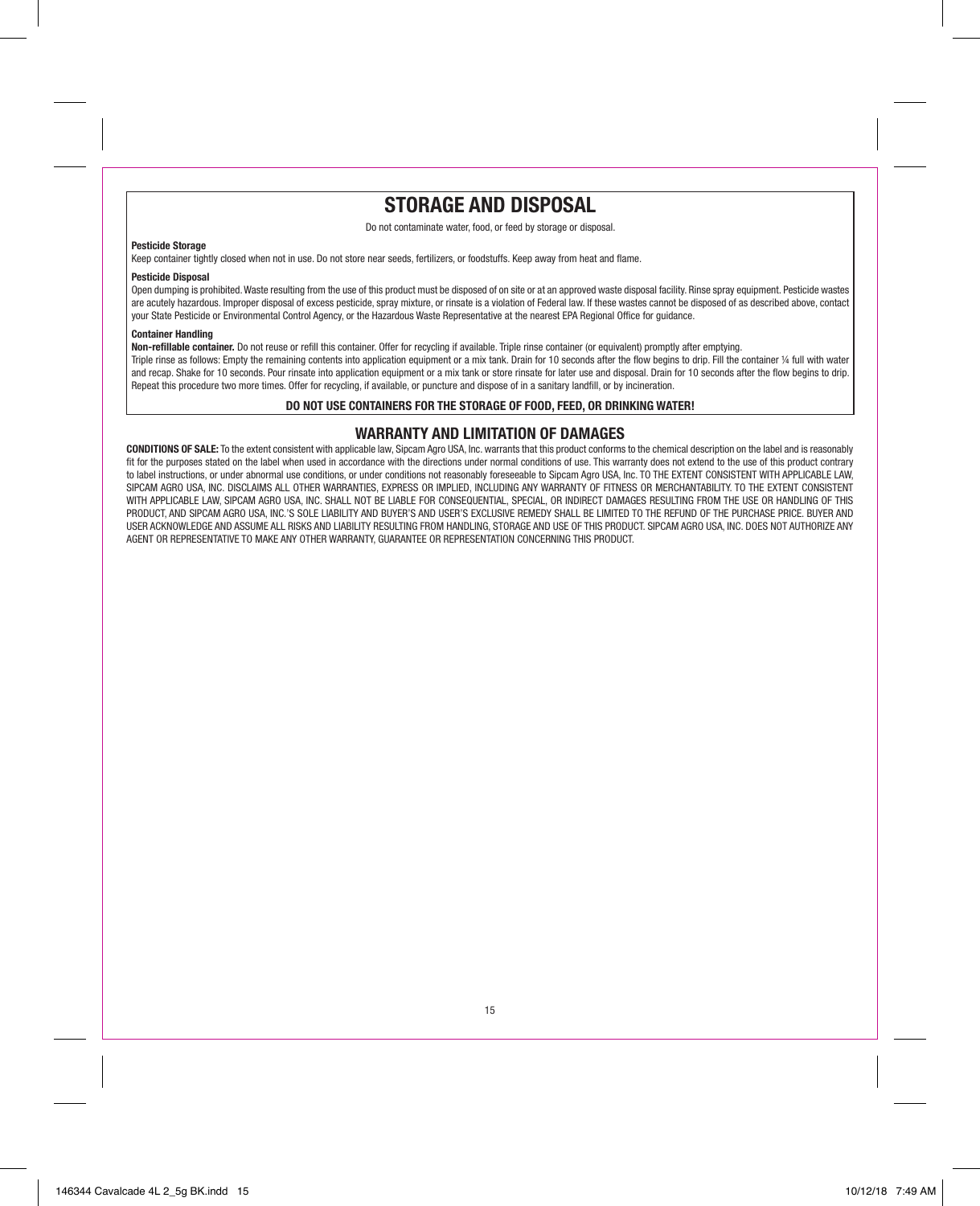## STORAGE AND DISPOSAL

Do not contaminate water, food, or feed by storage or disposal.

**Pesticide Storage**

Keep container tightly closed when not in use. Do not store near seeds, fertilizers, or foodstuffs. Keep away from heat and flame.

**Pesticide Disposal**

Open dumping is prohibited. Waste resulting from the use of this product must be disposed of on site or at an approved waste disposal facility. Rinse spray equipment. Pesticide wastes are acutely hazardous. Improper disposal of excess pesticide, spray mixture, or rinsate is a violation of Federal law. If these wastes cannot be disposed of as described above, contact your State Pesticide or Environmental Control Agency, or the Hazardous Waste Representative at the nearest EPA Regional Office for guidance.

**Container Handling**

**Non-refillable container.** Do not reuse or refill this container. Offer for recycling if available. Triple rinse container (or equivalent) promptly after emptying.

Triple rinse as follows: Empty the remaining contents into application equipment or a mix tank. Drain for 10 seconds after the flow begins to drip. Fill the container ¼ full with water and recap. Shake for 10 seconds. Pour rinsate into application equipment or a mix tank or store rinsate for later use and disposal. Drain for 10 seconds after the flow begins to drip. Repeat this procedure two more times. Offer for recycling, if available, or puncture and dispose of in a sanitary landfill, or by incineration.

**DO NOT USE CONTAINERS FOR THE STORAGE OF FOOD, FEED, OR DRINKING WATER!**

## WARRANTY AND LIMITATION OF DAMAGES

**CONDITIONS OF SALE:** To the extent consistent with applicable law, Sipcam Agro USA, Inc. warrants that this product conforms to the chemical description on the label and is reasonably fit for the purposes stated on the label when used in accordance with the directions under normal conditions of use. This warranty does not extend to the use of this product contrary to label instructions, or under abnormal use conditions, or under conditions not reasonably foreseeable to Sipcam Agro USA, Inc. TO THE EXTENT CONSISTENT WITH APPLICABLE LAW, SIPCAM AGRO USA, INC. DISCLAIMS ALL OTHER WARRANTIES, EXPRESS OR IMPLIED, INCLUDING ANY WARRANTY OF FITNESS OR MERCHANTABILITY. TO THE EXTENT CONSISTENT WITH APPLICABLE LAW, SIPCAM AGRO USA, INC. SHALL NOT BE LIABLE FOR CONSEQUENTIAL, SPECIAL, OR INDIRECT DAMAGES RESULTING FROM THE USE OR HANDLING OF THIS PRODUCT, AND SIPCAM AGRO USA, INC.'S SOLE LIABILITY AND BUYER'S AND USER'S EXCLUSIVE REMEDY SHALL BE LIMITED TO THE REFUND OF THE PURCHASE PRICE. BUYER AND USER ACKNOWLEDGE AND ASSUME ALL RISKS AND LIABILITY RESULTING FROM HANDLING, STORAGE AND USE OF THIS PRODUCT. SIPCAM AGRO USA, INC. DOES NOT AUTHORIZE ANY AGENT OR REPRESENTATIVE TO MAKE ANY OTHER WARRANTY, GUARANTEE OR REPRESENTATION CONCERNING THIS PRODUCT.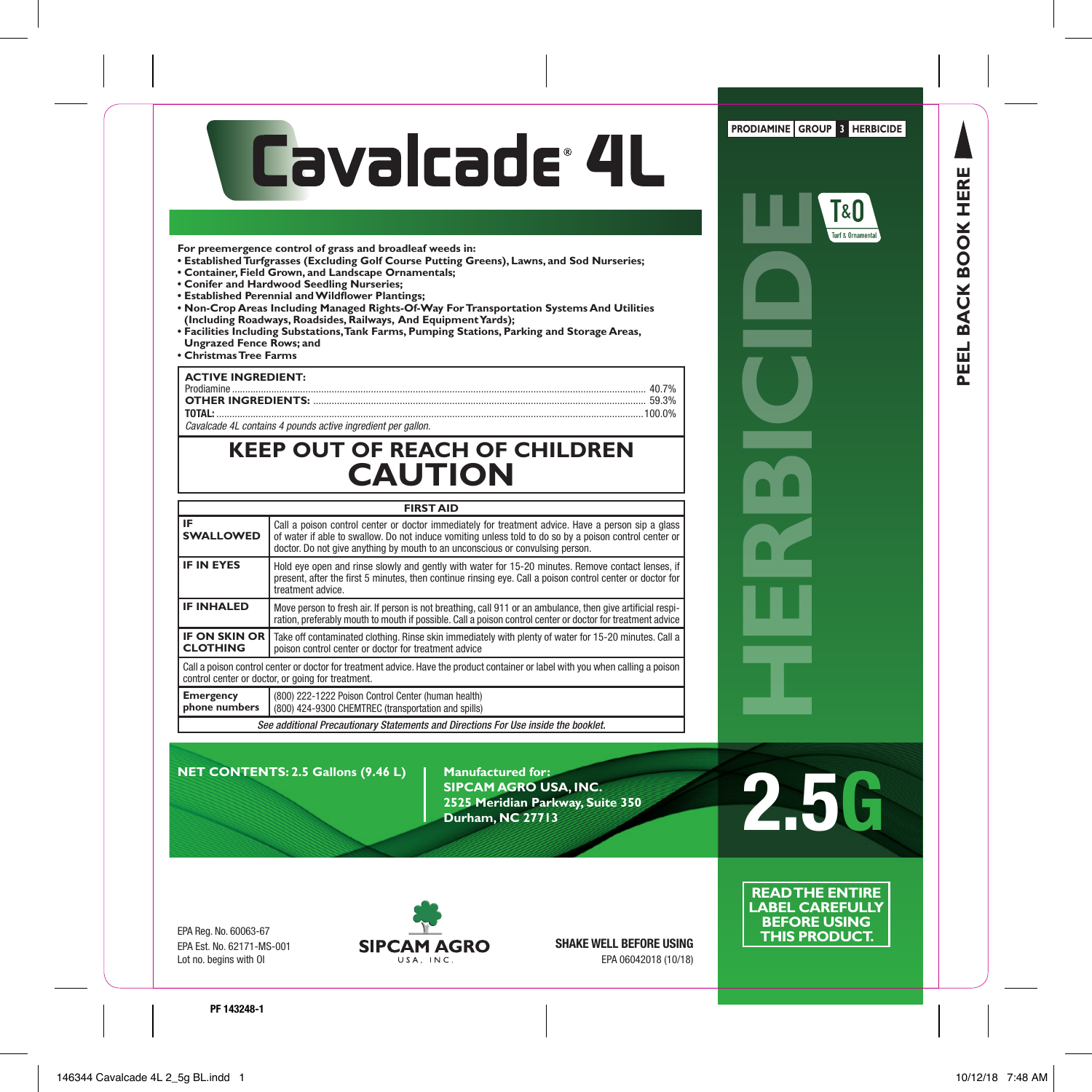# Cavalcade® 4L

PRODIAMINE | GROUP 3 | HERBICIDE

HERBICIDE

T&O
Turf & Ornamental

PEEL BACK BOOK HERE

**For preemergence control of grass and broadleaf weeds in:**

- **Established Turfgrasses (Excluding Golf Course Putting Greens), Lawns, and Sod Nurseries;**
- **Container, Field Grown, and Landscape Ornamentals;**
- **Conifer and Hardwood Seedling Nurseries;**
- **Established Perennial and Wildflower Plantings;**
- **Non-Crop Areas Including Managed Rights-Of-Way For Transportation Systems And Utilities (Including Roadways, Roadsides, Railways, And Equipment Yards);**
- **Facilities Including Substations, Tank Farms, Pumping Stations, Parking and Storage Areas, Ungrazed Fence Rows; and**
- **Christmas Tree Farms**

| | |
|---|---|
| **ACTIVE INGREDIENT:** | |
| Prodiamine | 40.7% |
| **OTHER INGREDIENTS:** | 59.3% |
| **TOTAL:** | 100.0% |

*Cavalcade 4L contains 4 pounds active ingredient per gallon.*

## KEEP OUT OF REACH OF CHILDREN
## CAUTION

| FIRST AID | |
|---|---|
| **IF SWALLOWED** | Call a poison control center or doctor immediately for treatment advice. Have a person sip a glass of water if able to swallow. Do not induce vomiting unless told to do so by a poison control center or doctor. Do not give anything by mouth to an unconscious or convulsing person. |
| **IF IN EYES** | Hold eye open and rinse slowly and gently with water for 15-20 minutes. Remove contact lenses, if present, after the first 5 minutes, then continue rinsing eye. Call a poison control center or doctor for treatment advice. |
| **IF INHALED** | Move person to fresh air. If person is not breathing, call 911 or an ambulance, then give artificial respiration, preferably mouth to mouth if possible. Call a poison control center or doctor for treatment advice |
| **IF ON SKIN OR CLOTHING** | Take off contaminated clothing. Rinse skin immediately with plenty of water for 15-20 minutes. Call a poison control center or doctor for treatment advice |
| Call a poison control center or doctor for treatment advice. Have the product container or label with you when calling a poison control center or doctor, or going for treatment. | |
| **Emergency phone numbers** | (800) 222-1222 Poison Control Center (human health)<br>(800) 424-9300 CHEMTREC (transportation and spills) |

*See additional Precautionary Statements and Directions For Use inside the booklet.*

**NET CONTENTS: 2.5 Gallons (9.46 L)**

**Manufactured for:**
**SIPCAM AGRO USA, INC.**
**2525 Meridian Parkway, Suite 350**
**Durham, NC 27713**

2.5G

**READ THE ENTIRE LABEL CAREFULLY BEFORE USING THIS PRODUCT.**

EPA Reg. No. 60063-67
EPA Est. No. 62171-MS-001
Lot no. begins with 0I

SIPCAM AGRO USA, INC.

**SHAKE WELL BEFORE USING**

EPA 06042018 (10/18)

PF 143248-1